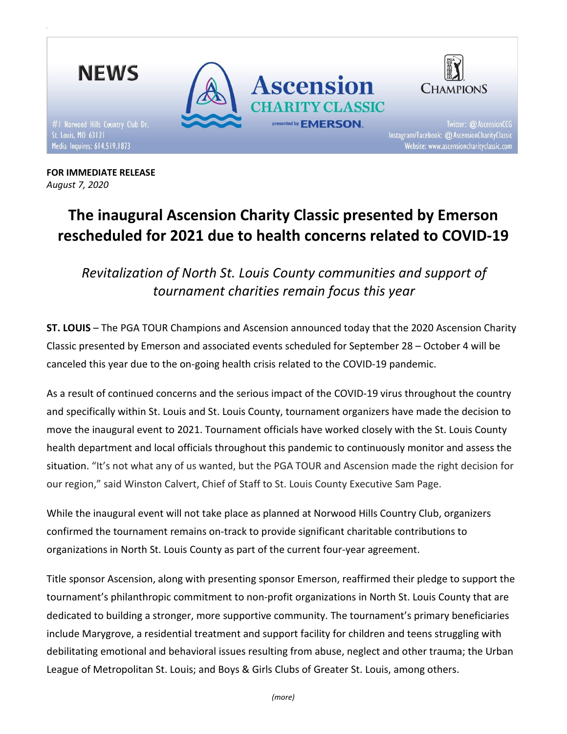**NEWS**

#1 Norwood Hills Country Club Dr.
St. Louis, MO 63121
Media Inquires: 614.519.1873

**Ascension CHARITY CLASSIC** presented by **EMERSON**

**CHAMPIONS**

Twitter: @AscensionCCG
Instagram/Facebook: @AscensionCharityClassic
Website: www.ascensioncharityclassic.com

**FOR IMMEDIATE RELEASE**
*August 7, 2020*

# The inaugural Ascension Charity Classic presented by Emerson rescheduled for 2021 due to health concerns related to COVID-19

*Revitalization of North St. Louis County communities and support of tournament charities remain focus this year*

**ST. LOUIS** – The PGA TOUR Champions and Ascension announced today that the 2020 Ascension Charity Classic presented by Emerson and associated events scheduled for September 28 – October 4 will be canceled this year due to the on-going health crisis related to the COVID-19 pandemic.

As a result of continued concerns and the serious impact of the COVID-19 virus throughout the country and specifically within St. Louis and St. Louis County, tournament organizers have made the decision to move the inaugural event to 2021. Tournament officials have worked closely with the St. Louis County health department and local officials throughout this pandemic to continuously monitor and assess the situation. "It's not what any of us wanted, but the PGA TOUR and Ascension made the right decision for our region," said Winston Calvert, Chief of Staff to St. Louis County Executive Sam Page.

While the inaugural event will not take place as planned at Norwood Hills Country Club, organizers confirmed the tournament remains on-track to provide significant charitable contributions to organizations in North St. Louis County as part of the current four-year agreement.

Title sponsor Ascension, along with presenting sponsor Emerson, reaffirmed their pledge to support the tournament's philanthropic commitment to non-profit organizations in North St. Louis County that are dedicated to building a stronger, more supportive community. The tournament's primary beneficiaries include Marygrove, a residential treatment and support facility for children and teens struggling with debilitating emotional and behavioral issues resulting from abuse, neglect and other trauma; the Urban League of Metropolitan St. Louis; and Boys & Girls Clubs of Greater St. Louis, among others.

*(more)*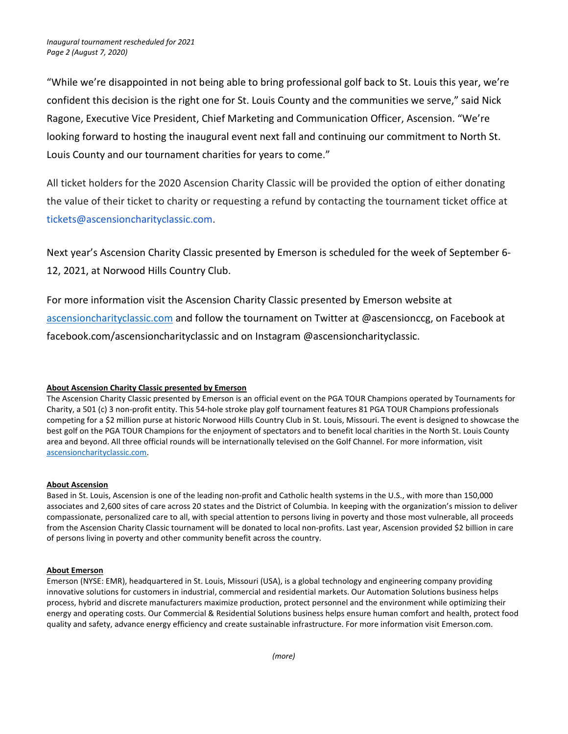"While we're disappointed in not being able to bring professional golf back to St. Louis this year, we're confident this decision is the right one for St. Louis County and the communities we serve," said Nick Ragone, Executive Vice President, Chief Marketing and Communication Officer, Ascension. "We're looking forward to hosting the inaugural event next fall and continuing our commitment to North St. Louis County and our tournament charities for years to come."

All ticket holders for the 2020 Ascension Charity Classic will be provided the option of either donating the value of their ticket to charity or requesting a refund by contacting the tournament ticket office at tickets@ascensioncharityclassic.com.

Next year's Ascension Charity Classic presented by Emerson is scheduled for the week of September 6-12, 2021, at Norwood Hills Country Club.

For more information visit the Ascension Charity Classic presented by Emerson website at ascensioncharityclassic.com and follow the tournament on Twitter at @ascensionccg, on Facebook at facebook.com/ascensioncharityclassic and on Instagram @ascensioncharityclassic.

**About Ascension Charity Classic presented by Emerson**

The Ascension Charity Classic presented by Emerson is an official event on the PGA TOUR Champions operated by Tournaments for Charity, a 501 (c) 3 non-profit entity. This 54-hole stroke play golf tournament features 81 PGA TOUR Champions professionals competing for a $2 million purse at historic Norwood Hills Country Club in St. Louis, Missouri. The event is designed to showcase the best golf on the PGA TOUR Champions for the enjoyment of spectators and to benefit local charities in the North St. Louis County area and beyond. All three official rounds will be internationally televised on the Golf Channel. For more information, visit ascensioncharityclassic.com.

**About Ascension**

Based in St. Louis, Ascension is one of the leading non-profit and Catholic health systems in the U.S., with more than 150,000 associates and 2,600 sites of care across 20 states and the District of Columbia. In keeping with the organization's mission to deliver compassionate, personalized care to all, with special attention to persons living in poverty and those most vulnerable, all proceeds from the Ascension Charity Classic tournament will be donated to local non-profits. Last year, Ascension provided $2 billion in care of persons living in poverty and other community benefit across the country.

**About Emerson**

Emerson (NYSE: EMR), headquartered in St. Louis, Missouri (USA), is a global technology and engineering company providing innovative solutions for customers in industrial, commercial and residential markets. Our Automation Solutions business helps process, hybrid and discrete manufacturers maximize production, protect personnel and the environment while optimizing their energy and operating costs. Our Commercial & Residential Solutions business helps ensure human comfort and health, protect food quality and safety, advance energy efficiency and create sustainable infrastructure. For more information visit Emerson.com.

*(more)*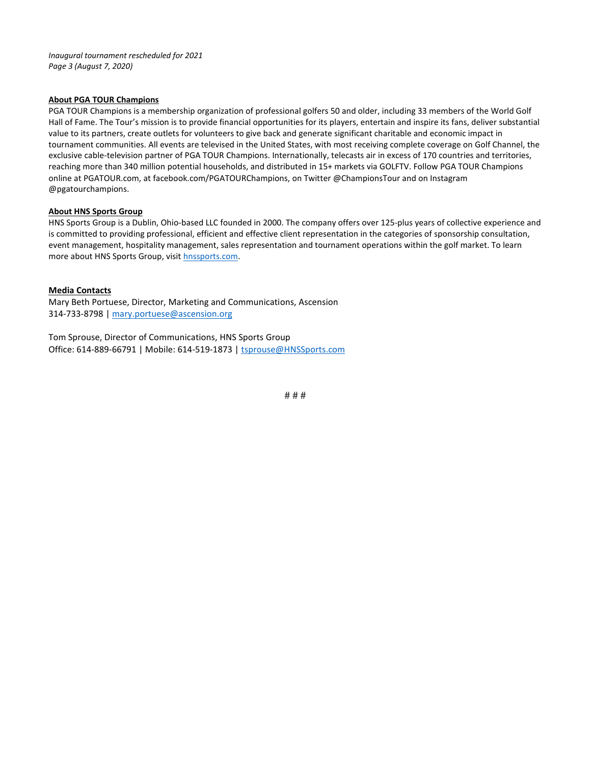**About PGA TOUR Champions**

PGA TOUR Champions is a membership organization of professional golfers 50 and older, including 33 members of the World Golf Hall of Fame. The Tour's mission is to provide financial opportunities for its players, entertain and inspire its fans, deliver substantial value to its partners, create outlets for volunteers to give back and generate significant charitable and economic impact in tournament communities. All events are televised in the United States, with most receiving complete coverage on Golf Channel, the exclusive cable-television partner of PGA TOUR Champions. Internationally, telecasts air in excess of 170 countries and territories, reaching more than 340 million potential households, and distributed in 15+ markets via GOLFTV. Follow PGA TOUR Champions online at PGATOUR.com, at facebook.com/PGATOURChampions, on Twitter @ChampionsTour and on Instagram @pgatourchampions.

**About HNS Sports Group**

HNS Sports Group is a Dublin, Ohio-based LLC founded in 2000. The company offers over 125-plus years of collective experience and is committed to providing professional, efficient and effective client representation in the categories of sponsorship consultation, event management, hospitality management, sales representation and tournament operations within the golf market. To learn more about HNS Sports Group, visit [hnssports.com](hnssports.com).

**Media Contacts**

Mary Beth Portuese, Director, Marketing and Communications, Ascension
314-733-8798 | [mary.portuese@ascension.org](mailto:mary.portuese@ascension.org)

Tom Sprouse, Director of Communications, HNS Sports Group
Office: 614-889-66791 | Mobile: 614-519-1873 | [tsprouse@HNSSports.com](mailto:tsprouse@HNSSports.com)

# # #